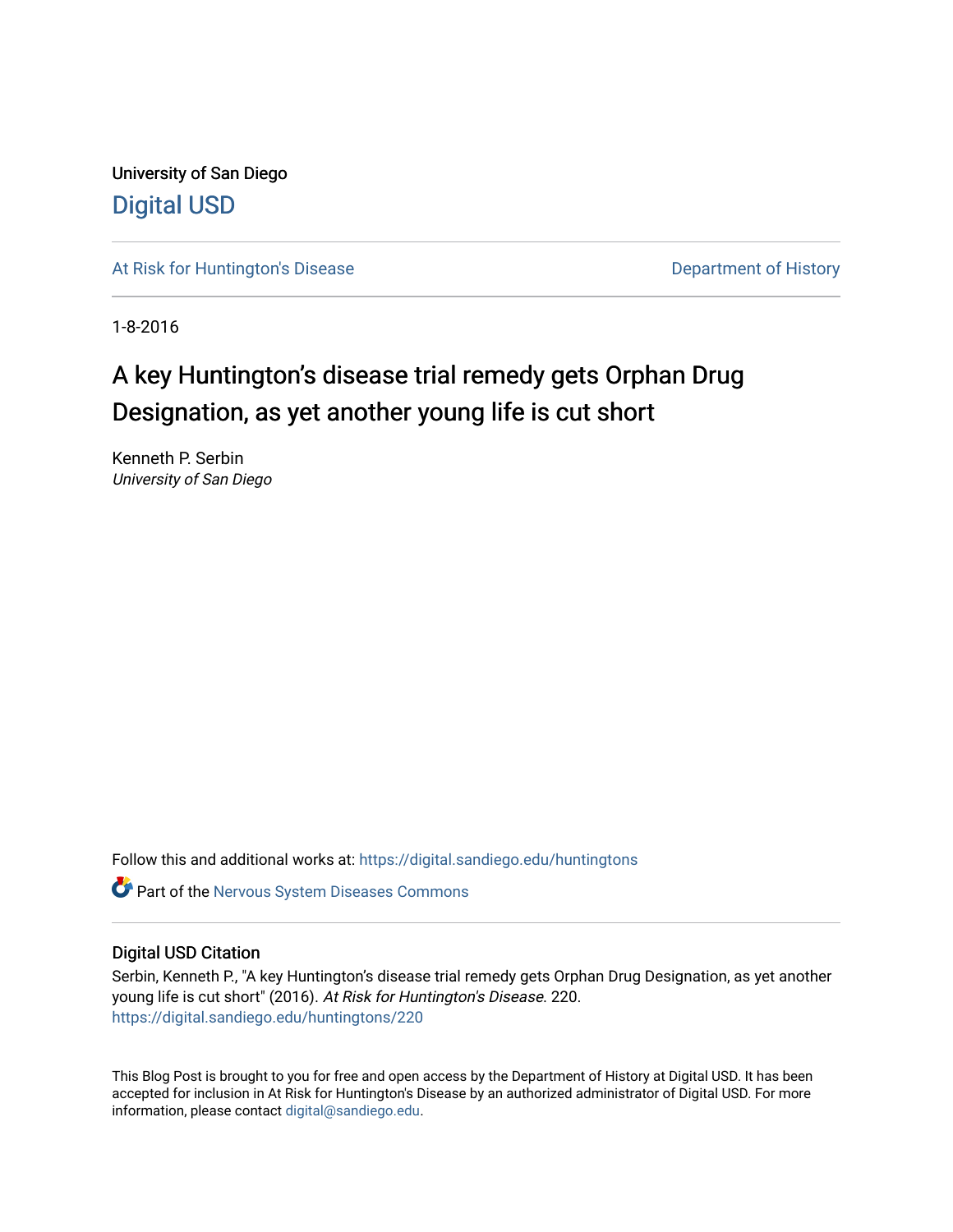University of San Diego

# Digital USD

At Risk for Huntington's Disease | Department of History

1-8-2016

# A key Huntington's disease trial remedy gets Orphan Drug Designation, as yet another young life is cut short

Kenneth P. Serbin
*University of San Diego*

Follow this and additional works at: https://digital.sandiego.edu/huntingtons

Part of the Nervous System Diseases Commons

## Digital USD Citation

Serbin, Kenneth P., "A key Huntington's disease trial remedy gets Orphan Drug Designation, as yet another young life is cut short" (2016). *At Risk for Huntington's Disease*. 220.
https://digital.sandiego.edu/huntingtons/220

This Blog Post is brought to you for free and open access by the Department of History at Digital USD. It has been accepted for inclusion in At Risk for Huntington's Disease by an authorized administrator of Digital USD. For more information, please contact digital@sandiego.edu.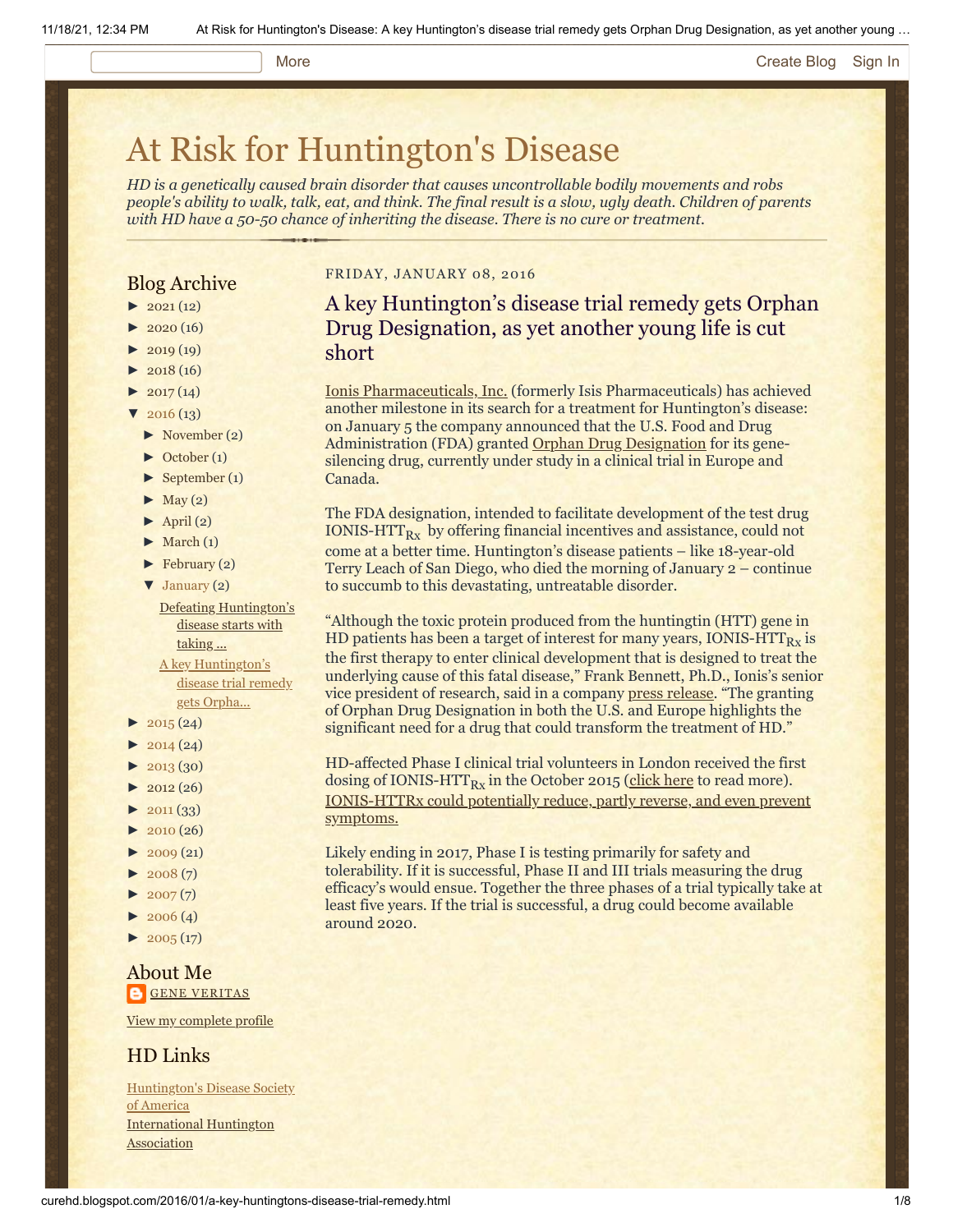# At Risk for Huntington's Disease

*HD is a genetically caused brain disorder that causes uncontrollable bodily movements and robs people's ability to walk, talk, eat, and think. The final result is a slow, ugly death. Children of parents with HD have a 50-50 chance of inheriting the disease. There is no cure or treatment.*

## Blog Archive

- ► 2021 (12)
- ► 2020 (16)
- ► 2019 (19)
- ► 2018 (16)
- ► 2017 (14)
- ▼ 2016 (13)
  - ► November (2)
  - ► October (1)
  - ► September (1)
  - ► May (2)
  - ► April (2)
  - ► March (1)
  - ► February (2)
  - ▼ January (2)
    - Defeating Huntington's disease starts with taking ...
    - A key Huntington's disease trial remedy gets Orpha...
- ► 2015 (24)
- ► 2014 (24)
- ► 2013 (30)
- ► 2012 (26)
- ► 2011 (33)
- ► 2010 (26)
- ► 2009 (21)
- ► 2008 (7)
- ► 2007 (7)
- ► 2006 (4)
- ► 2005 (17)

## About Me

GENE VERITAS

View my complete profile

## HD Links

Huntington's Disease Society of America

International Huntington Association

FRIDAY, JANUARY 08, 2016

## A key Huntington's disease trial remedy gets Orphan Drug Designation, as yet another young life is cut short

Ionis Pharmaceuticals, Inc. (formerly Isis Pharmaceuticals) has achieved another milestone in its search for a treatment for Huntington's disease: on January 5 the company announced that the U.S. Food and Drug Administration (FDA) granted Orphan Drug Designation for its gene-silencing drug, currently under study in a clinical trial in Europe and Canada.

The FDA designation, intended to facilitate development of the test drug IONIS-$HTT_{Rx}$ by offering financial incentives and assistance, could not come at a better time. Huntington's disease patients – like 18-year-old Terry Leach of San Diego, who died the morning of January 2 – continue to succumb to this devastating, untreatable disorder.

"Although the toxic protein produced from the huntingtin (HTT) gene in HD patients has been a target of interest for many years, IONIS-$HTT_{Rx}$ is the first therapy to enter clinical development that is designed to treat the underlying cause of this fatal disease," Frank Bennett, Ph.D., Ionis's senior vice president of research, said in a company press release. "The granting of Orphan Drug Designation in both the U.S. and Europe highlights the significant need for a drug that could transform the treatment of HD."

HD-affected Phase I clinical trial volunteers in London received the first dosing of IONIS-$HTT_{Rx}$ in the October 2015 (click here to read more). IONIS-HTTRx could potentially reduce, partly reverse, and even prevent symptoms.

Likely ending in 2017, Phase I is testing primarily for safety and tolerability. If it is successful, Phase II and III trials measuring the drug efficacy's would ensue. Together the three phases of a trial typically take at least five years. If the trial is successful, a drug could become available around 2020.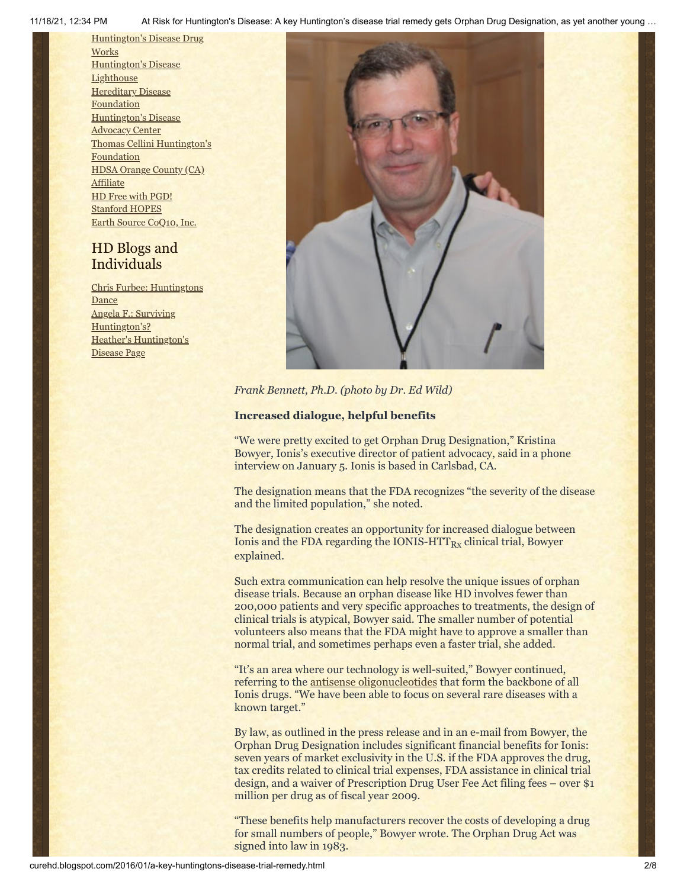[Huntington's Disease Drug Works](#)
[Huntington's Disease Lighthouse](#)
[Hereditary Disease Foundation](#)
[Huntington's Disease Advocacy Center](#)
[Thomas Cellini Huntington's Foundation](#)
[HDSA Orange County (CA) Affiliate](#)
[HD Free with PGD!](#)
[Stanford HOPES](#)
[Earth Source CoQ10, Inc.](#)

## HD Blogs and Individuals

[Chris Furbee: Huntingtons Dance](#)
[Angela F.: Surviving Huntington's?](#)
[Heather's Huntington's Disease Page](#)

*Frank Bennett, Ph.D. (photo by Dr. Ed Wild)*

**Increased dialogue, helpful benefits**

"We were pretty excited to get Orphan Drug Designation," Kristina Bowyer, Ionis's executive director of patient advocacy, said in a phone interview on January 5. Ionis is based in Carlsbad, CA.

The designation means that the FDA recognizes "the severity of the disease and the limited population," she noted.

The designation creates an opportunity for increased dialogue between Ionis and the FDA regarding the IONIS-HTT$_{Rx}$ clinical trial, Bowyer explained.

Such extra communication can help resolve the unique issues of orphan disease trials. Because an orphan disease like HD involves fewer than 200,000 patients and very specific approaches to treatments, the design of clinical trials is atypical, Bowyer said. The smaller number of potential volunteers also means that the FDA might have to approve a smaller than normal trial, and sometimes perhaps even a faster trial, she added.

"It's an area where our technology is well-suited," Bowyer continued, referring to the [antisense oligonucleotides](#) that form the backbone of all Ionis drugs. "We have been able to focus on several rare diseases with a known target."

By law, as outlined in the press release and in an e-mail from Bowyer, the Orphan Drug Designation includes significant financial benefits for Ionis: seven years of market exclusivity in the U.S. if the FDA approves the drug, tax credits related to clinical trial expenses, FDA assistance in clinical trial design, and a waiver of Prescription Drug User Fee Act filing fees – over $1 million per drug as of fiscal year 2009.

"These benefits help manufacturers recover the costs of developing a drug for small numbers of people," Bowyer wrote. The Orphan Drug Act was signed into law in 1983.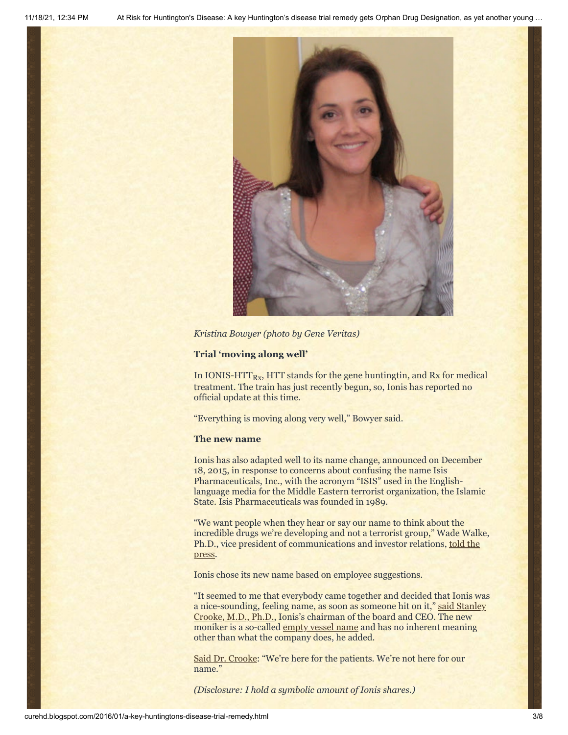*Kristina Bowyer (photo by Gene Veritas)*

**Trial 'moving along well'**

In IONIS-HTT$_{Rx}$, HTT stands for the gene huntingtin, and Rx for medical treatment. The train has just recently begun, so, Ionis has reported no official update at this time.

"Everything is moving along very well," Bowyer said.

**The new name**

Ionis has also adapted well to its name change, announced on December 18, 2015, in response to concerns about confusing the name Isis Pharmaceuticals, Inc., with the acronym "ISIS" used in the English-language media for the Middle Eastern terrorist organization, the Islamic State. Isis Pharmaceuticals was founded in 1989.

"We want people when they hear or say our name to think about the incredible drugs we're developing and not a terrorist group," Wade Walke, Ph.D., vice president of communications and investor relations, told the press.

Ionis chose its new name based on employee suggestions.

"It seemed to me that everybody came together and decided that Ionis was a nice-sounding, feeling name, as soon as someone hit on it," said Stanley Crooke, M.D., Ph.D., Ionis's chairman of the board and CEO. The new moniker is a so-called empty vessel name and has no inherent meaning other than what the company does, he added.

Said Dr. Crooke: "We're here for the patients. We're not here for our name."

*(Disclosure: I hold a symbolic amount of Ionis shares.)*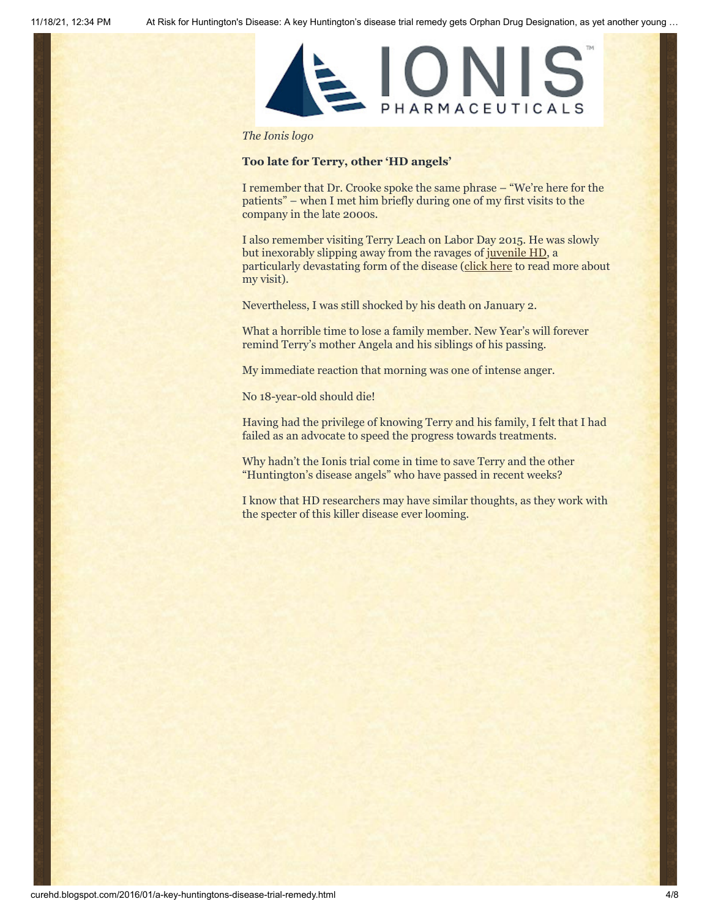*The Ionis logo*

**Too late for Terry, other 'HD angels'**

I remember that Dr. Crooke spoke the same phrase – "We're here for the patients" – when I met him briefly during one of my first visits to the company in the late 2000s.

I also remember visiting Terry Leach on Labor Day 2015. He was slowly but inexorably slipping away from the ravages of juvenile HD, a particularly devastating form of the disease (click here to read more about my visit).

Nevertheless, I was still shocked by his death on January 2.

What a horrible time to lose a family member. New Year's will forever remind Terry's mother Angela and his siblings of his passing.

My immediate reaction that morning was one of intense anger.

No 18-year-old should die!

Having had the privilege of knowing Terry and his family, I felt that I had failed as an advocate to speed the progress towards treatments.

Why hadn't the Ionis trial come in time to save Terry and the other "Huntington's disease angels" who have passed in recent weeks?

I know that HD researchers may have similar thoughts, as they work with the specter of this killer disease ever looming.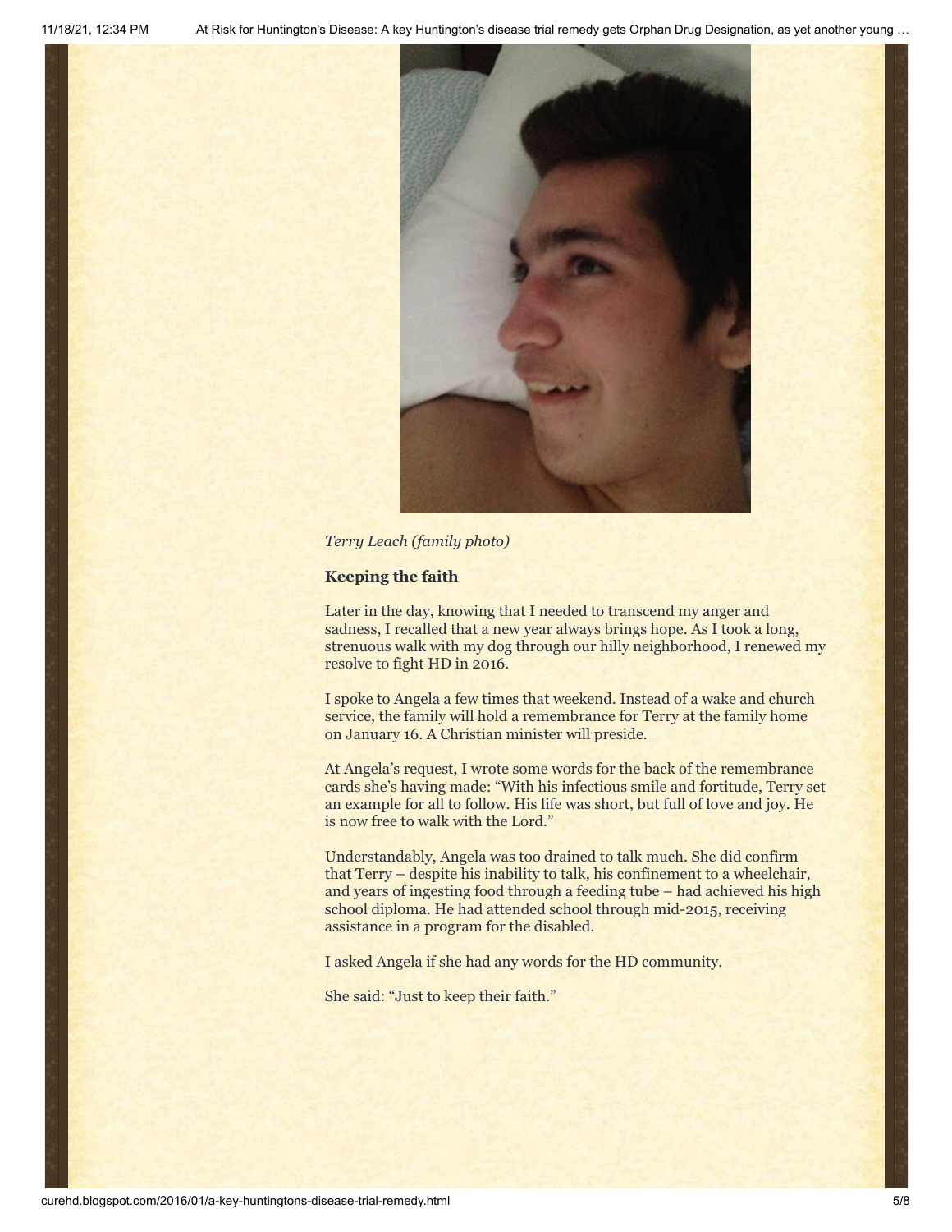*Terry Leach (family photo)*

**Keeping the faith**

Later in the day, knowing that I needed to transcend my anger and sadness, I recalled that a new year always brings hope. As I took a long, strenuous walk with my dog through our hilly neighborhood, I renewed my resolve to fight HD in 2016.

I spoke to Angela a few times that weekend. Instead of a wake and church service, the family will hold a remembrance for Terry at the family home on January 16. A Christian minister will preside.

At Angela's request, I wrote some words for the back of the remembrance cards she's having made: "With his infectious smile and fortitude, Terry set an example for all to follow. His life was short, but full of love and joy. He is now free to walk with the Lord."

Understandably, Angela was too drained to talk much. She did confirm that Terry – despite his inability to talk, his confinement to a wheelchair, and years of ingesting food through a feeding tube – had achieved his high school diploma. He had attended school through mid-2015, receiving assistance in a program for the disabled.

I asked Angela if she had any words for the HD community.

She said: "Just to keep their faith."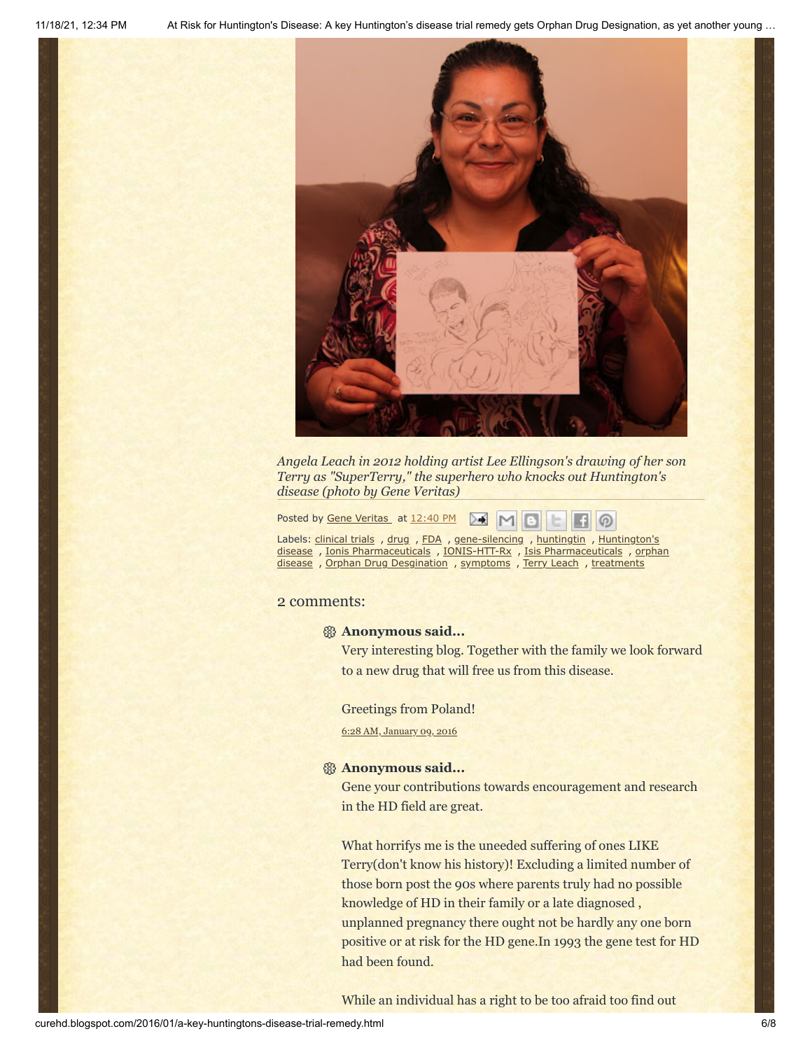*Angela Leach in 2012 holding artist Lee Ellingson's drawing of her son Terry as "SuperTerry," the superhero who knocks out Huntington's disease (photo by Gene Veritas)*

Posted by Gene Veritas at 12:40 PM

Labels: clinical trials , drug , FDA , gene-silencing , huntingtin , Huntington's disease , Ionis Pharmaceuticals , IONIS-HTT-Rx , Isis Pharmaceuticals , orphan disease , Orphan Drug Desgination , symptoms , Terry Leach , treatments

## 2 comments:

**Anonymous said...**

Very interesting blog. Together with the family we look forward to a new drug that will free us from this disease.

Greetings from Poland!

6:28 AM, January 09, 2016

**Anonymous said...**

Gene your contributions towards encouragement and research in the HD field are great.

What horrifys me is the uneeded suffering of ones LIKE Terry(don't know his history)! Excluding a limited number of those born post the 90s where parents truly had no possible knowledge of HD in their family or a late diagnosed , unplanned pregnancy there ought not be hardly any one born positive or at risk for the HD gene.In 1993 the gene test for HD had been found.

While an individual has a right to be too afraid too find out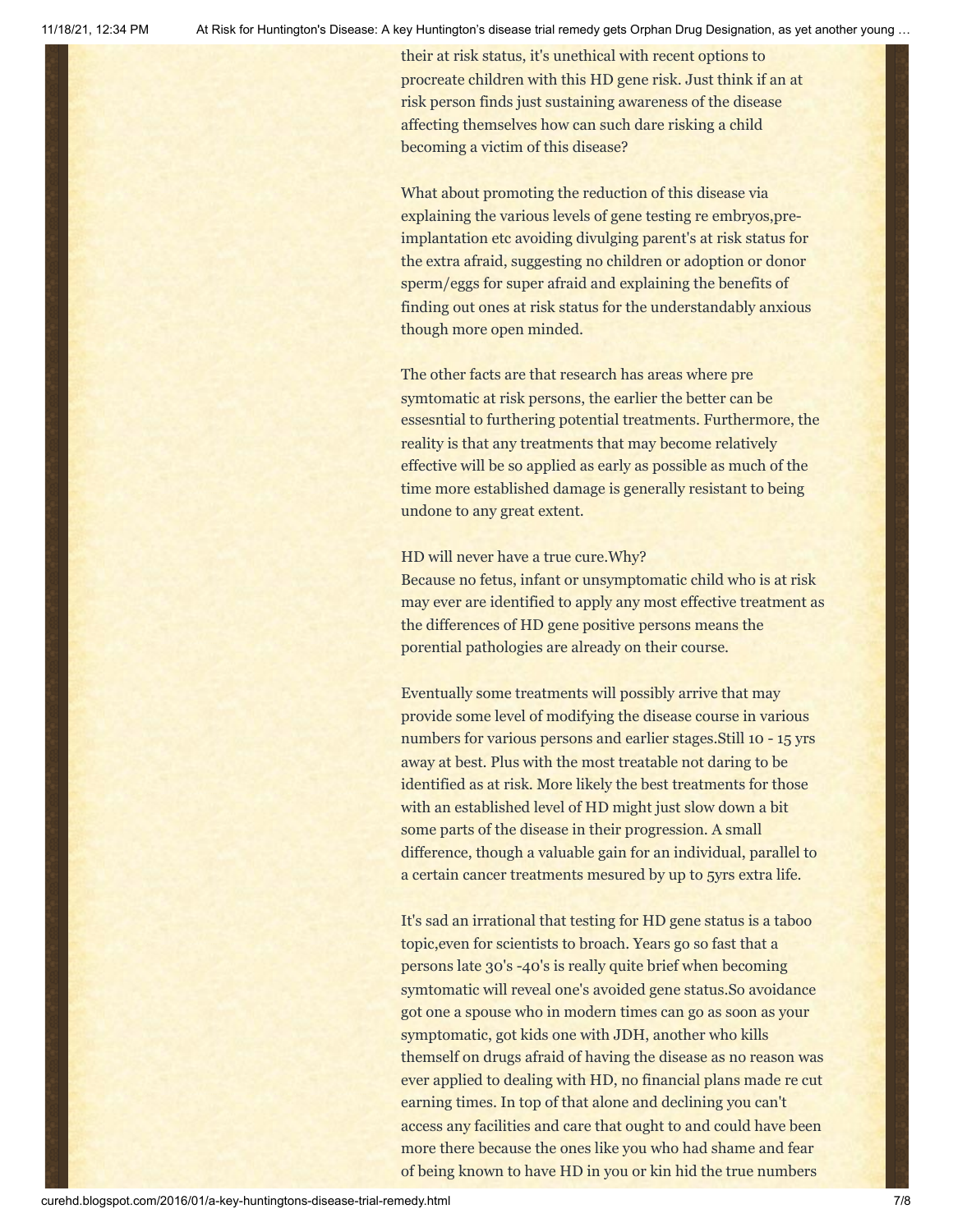their at risk status, it's unethical with recent options to procreate children with this HD gene risk. Just think if an at risk person finds just sustaining awareness of the disease affecting themselves how can such dare risking a child becoming a victim of this disease?

What about promoting the reduction of this disease via explaining the various levels of gene testing re embryos,pre-implantation etc avoiding divulging parent's at risk status for the extra afraid, suggesting no children or adoption or donor sperm/eggs for super afraid and explaining the benefits of finding out ones at risk status for the understandably anxious though more open minded.

The other facts are that research has areas where pre symtomatic at risk persons, the earlier the better can be essesntial to furthering potential treatments. Furthermore, the reality is that any treatments that may become relatively effective will be so applied as early as possible as much of the time more established damage is generally resistant to being undone to any great extent.

HD will never have a true cure.Why?
Because no fetus, infant or unsymptomatic child who is at risk may ever are identified to apply any most effective treatment as the differences of HD gene positive persons means the porential pathologies are already on their course.

Eventually some treatments will possibly arrive that may provide some level of modifying the disease course in various numbers for various persons and earlier stages.Still 10 - 15 yrs away at best. Plus with the most treatable not daring to be identified as at risk. More likely the best treatments for those with an established level of HD might just slow down a bit some parts of the disease in their progression. A small difference, though a valuable gain for an individual, parallel to a certain cancer treatments mesured by up to 5yrs extra life.

It's sad an irrational that testing for HD gene status is a taboo topic,even for scientists to broach. Years go so fast that a persons late 30's -40's is really quite brief when becoming symtomatic will reveal one's avoided gene status.So avoidance got one a spouse who in modern times can go as soon as your symptomatic, got kids one with JDH, another who kills themself on drugs afraid of having the disease as no reason was ever applied to dealing with HD, no financial plans made re cut earning times. In top of that alone and declining you can't access any facilities and care that ought to and could have been more there because the ones like you who had shame and fear of being known to have HD in you or kin hid the true numbers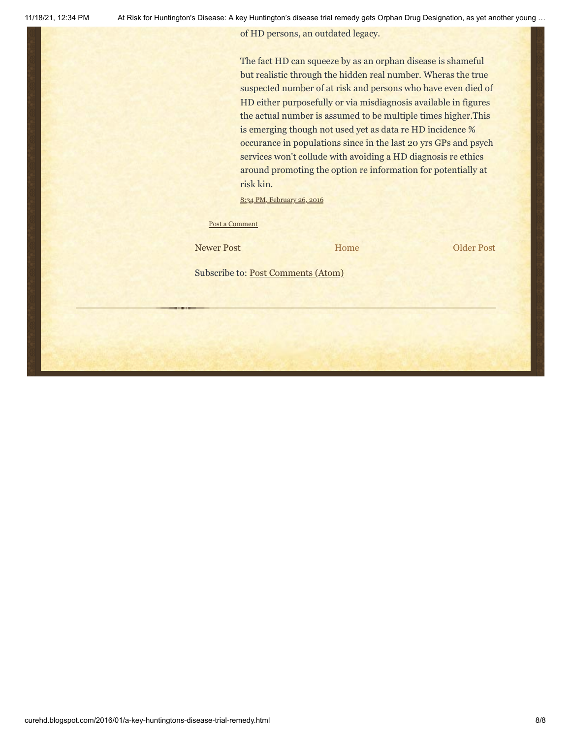of HD persons, an outdated legacy.

The fact HD can squeeze by as an orphan disease is shameful but realistic through the hidden real number. Wheras the true suspected number of at risk and persons who have even died of HD either purposefully or via misdiagnosis available in figures the actual number is assumed to be multiple times higher.This is emerging though not used yet as data re HD incidence % occurance in populations since in the last 20 yrs GPs and psych services won't collude with avoiding a HD diagnosis re ethics around promoting the option re information for potentially at risk kin.

8:34 PM, February 26, 2016

Post a Comment

Newer Post　　Home　　Older Post

Subscribe to: Post Comments (Atom)